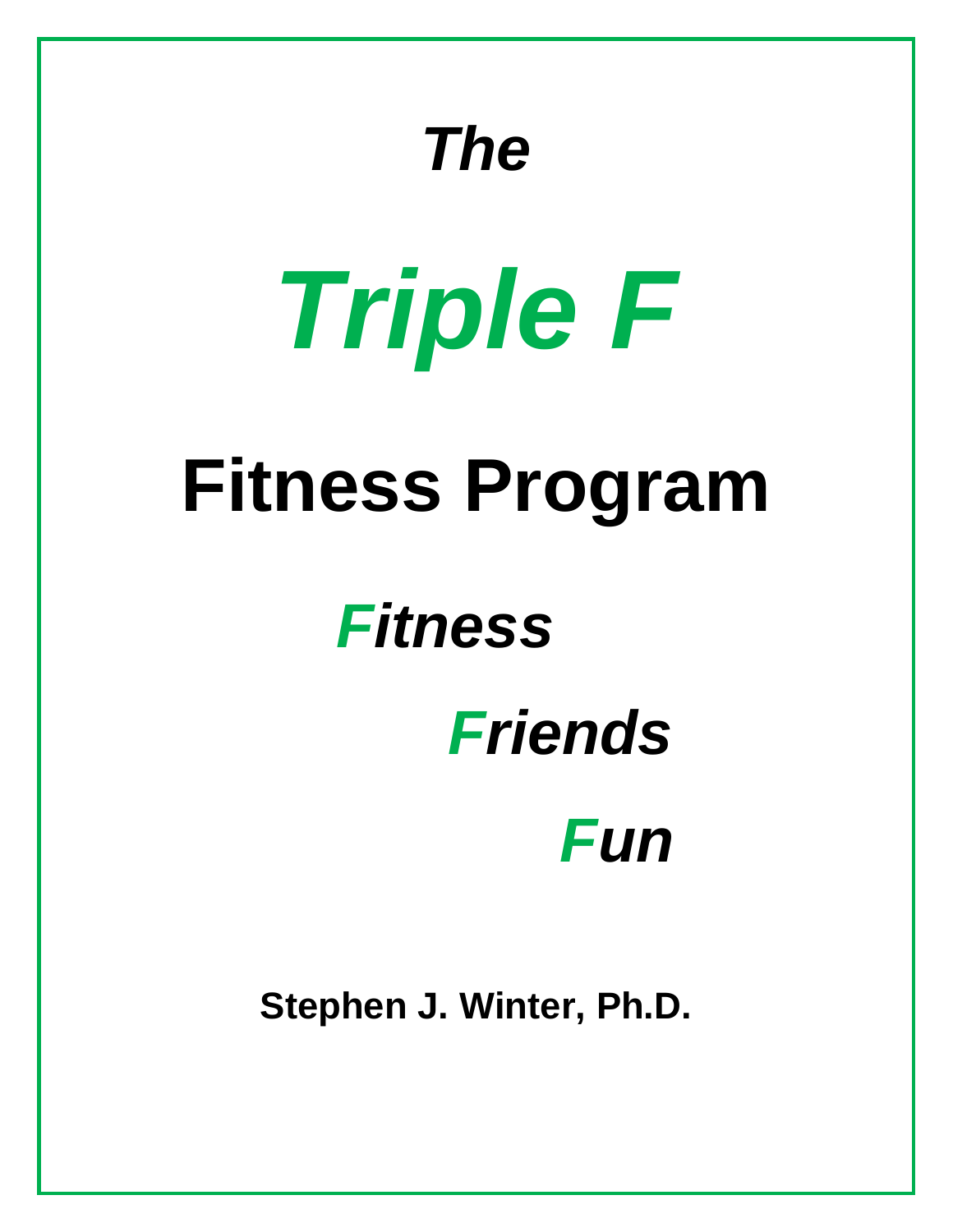***The***

# ***Triple F***

# Fitness Program

***Fitness***

***Friends***

***Fun***

**Stephen J. Winter, Ph.D.**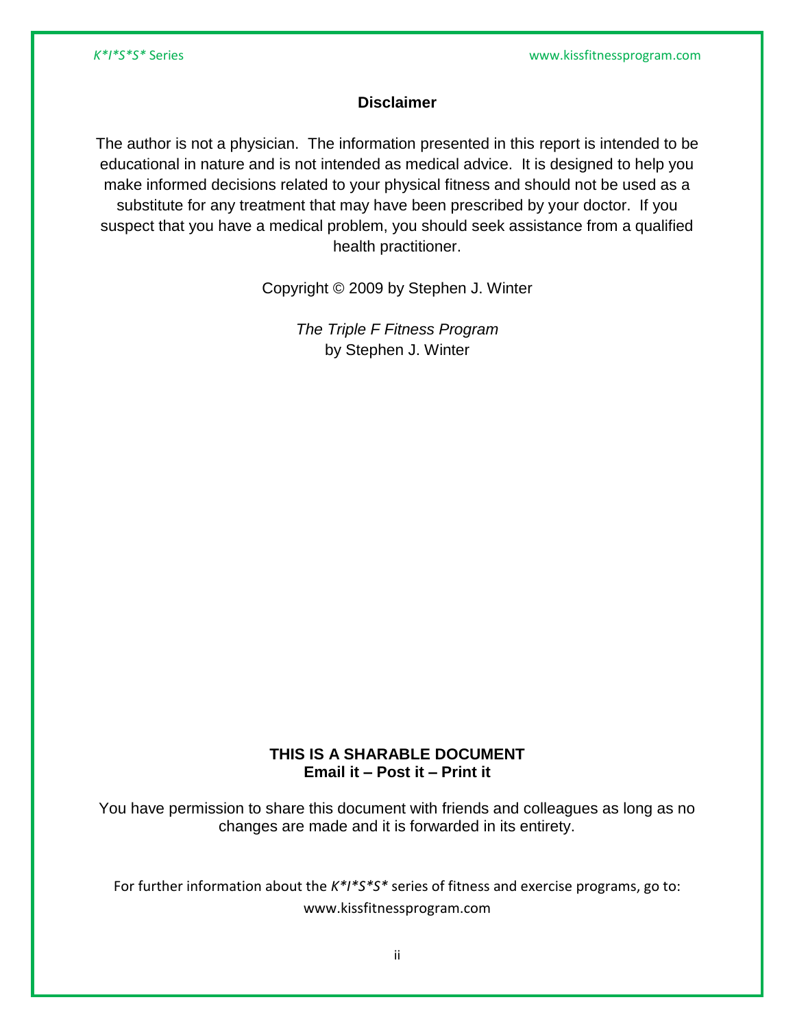## Disclaimer

The author is not a physician. The information presented in this report is intended to be educational in nature and is not intended as medical advice. It is designed to help you make informed decisions related to your physical fitness and should not be used as a substitute for any treatment that may have been prescribed by your doctor. If you suspect that you have a medical problem, you should seek assistance from a qualified health practitioner.

Copyright © 2009 by Stephen J. Winter

*The Triple F Fitness Program*
by Stephen J. Winter

**THIS IS A SHARABLE DOCUMENT**
**Email it – Post it – Print it**

You have permission to share this document with friends and colleagues as long as no changes are made and it is forwarded in its entirety.

For further information about the *K*I*S*S** series of fitness and exercise programs, go to: www.kissfitnessprogram.com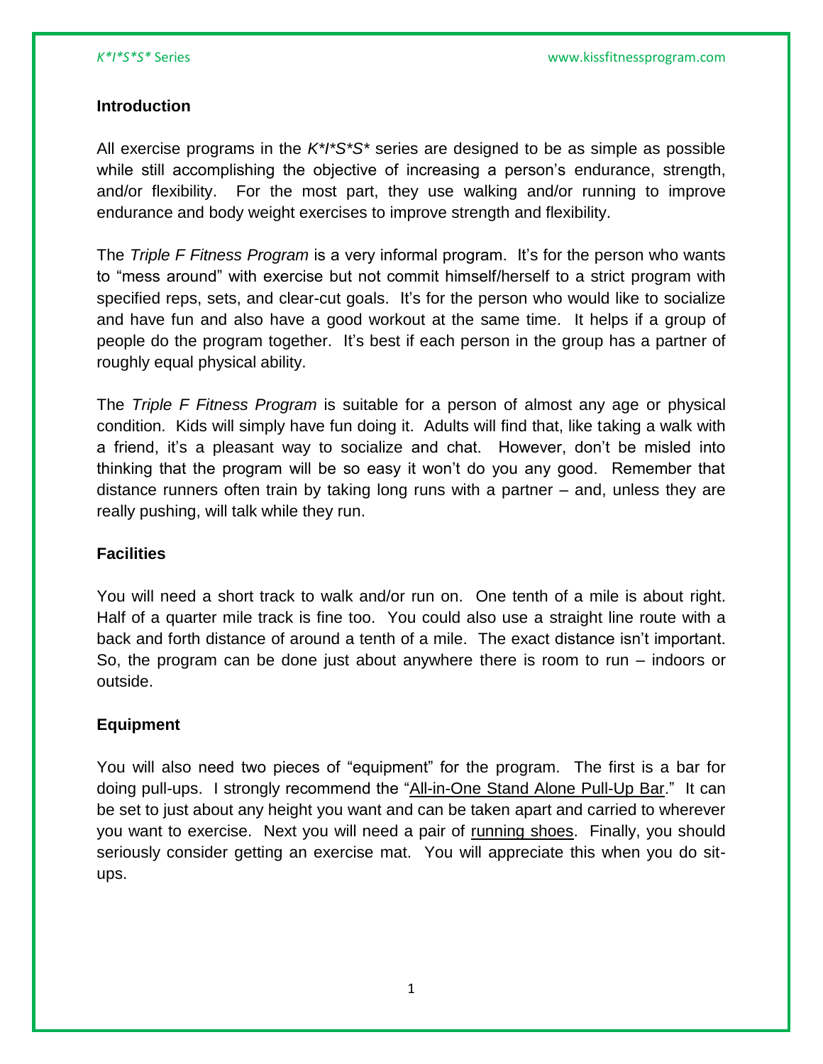## Introduction

All exercise programs in the *K*I*S*S** series are designed to be as simple as possible while still accomplishing the objective of increasing a person's endurance, strength, and/or flexibility. For the most part, they use walking and/or running to improve endurance and body weight exercises to improve strength and flexibility.

The *Triple F Fitness Program* is a very informal program. It's for the person who wants to "mess around" with exercise but not commit himself/herself to a strict program with specified reps, sets, and clear-cut goals. It's for the person who would like to socialize and have fun and also have a good workout at the same time. It helps if a group of people do the program together. It's best if each person in the group has a partner of roughly equal physical ability.

The *Triple F Fitness Program* is suitable for a person of almost any age or physical condition. Kids will simply have fun doing it. Adults will find that, like taking a walk with a friend, it's a pleasant way to socialize and chat. However, don't be misled into thinking that the program will be so easy it won't do you any good. Remember that distance runners often train by taking long runs with a partner – and, unless they are really pushing, will talk while they run.

## Facilities

You will need a short track to walk and/or run on. One tenth of a mile is about right. Half of a quarter mile track is fine too. You could also use a straight line route with a back and forth distance of around a tenth of a mile. The exact distance isn't important. So, the program can be done just about anywhere there is room to run – indoors or outside.

## Equipment

You will also need two pieces of "equipment" for the program. The first is a bar for doing pull-ups. I strongly recommend the "All-in-One Stand Alone Pull-Up Bar." It can be set to just about any height you want and can be taken apart and carried to wherever you want to exercise. Next you will need a pair of running shoes. Finally, you should seriously consider getting an exercise mat. You will appreciate this when you do sit-ups.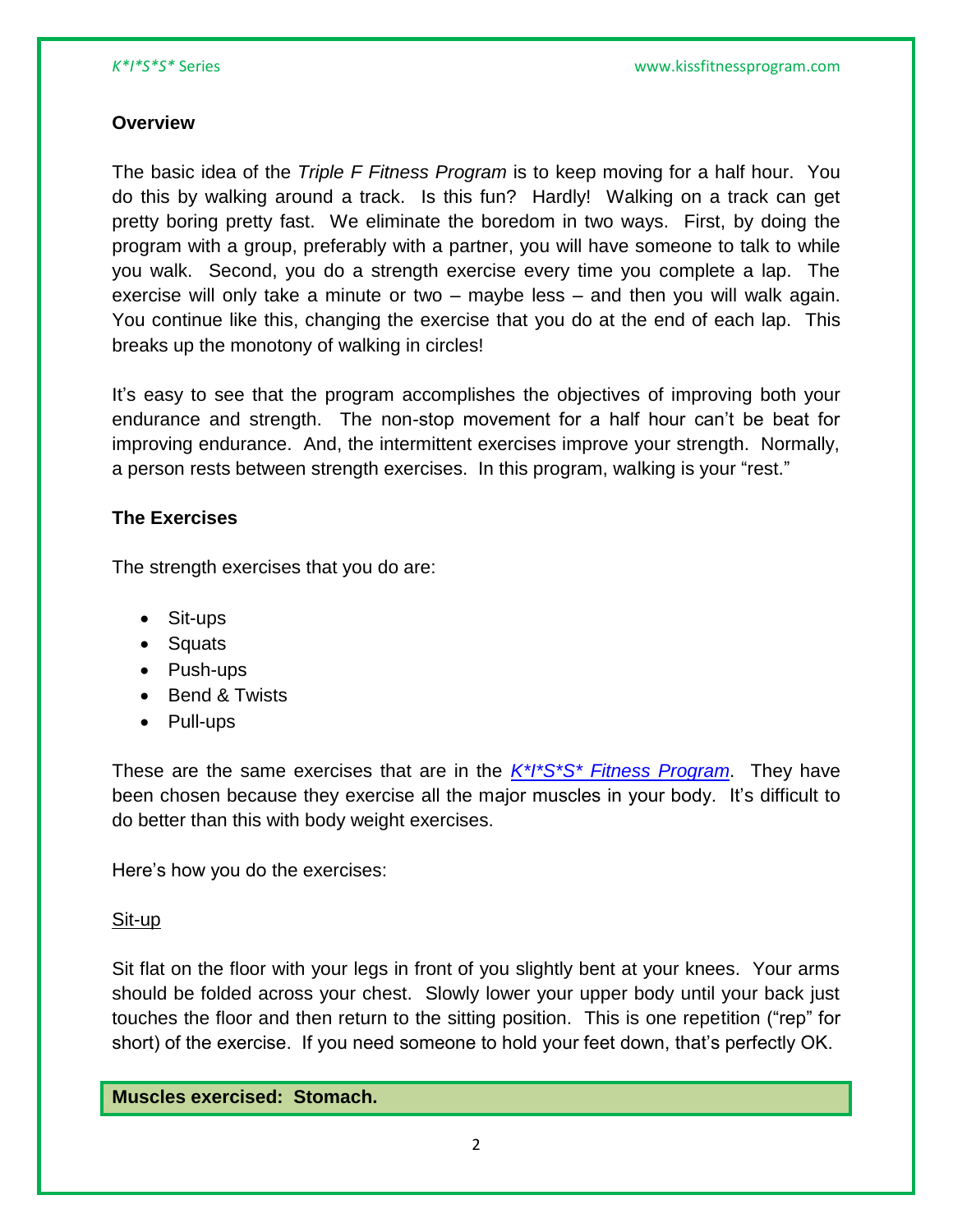**Overview**

The basic idea of the *Triple F Fitness Program* is to keep moving for a half hour. You do this by walking around a track. Is this fun? Hardly! Walking on a track can get pretty boring pretty fast. We eliminate the boredom in two ways. First, by doing the program with a group, preferably with a partner, you will have someone to talk to while you walk. Second, you do a strength exercise every time you complete a lap. The exercise will only take a minute or two – maybe less – and then you will walk again. You continue like this, changing the exercise that you do at the end of each lap. This breaks up the monotony of walking in circles!

It's easy to see that the program accomplishes the objectives of improving both your endurance and strength. The non-stop movement for a half hour can't be beat for improving endurance. And, the intermittent exercises improve your strength. Normally, a person rests between strength exercises. In this program, walking is your "rest."

**The Exercises**

The strength exercises that you do are:

- Sit-ups
- Squats
- Push-ups
- Bend & Twists
- Pull-ups

These are the same exercises that are in the *K*I*S*S* Fitness Program*. They have been chosen because they exercise all the major muscles in your body. It's difficult to do better than this with body weight exercises.

Here's how you do the exercises:

Sit-up

Sit flat on the floor with your legs in front of you slightly bent at your knees. Your arms should be folded across your chest. Slowly lower your upper body until your back just touches the floor and then return to the sitting position. This is one repetition ("rep" for short) of the exercise. If you need someone to hold your feet down, that's perfectly OK.

**Muscles exercised: Stomach.**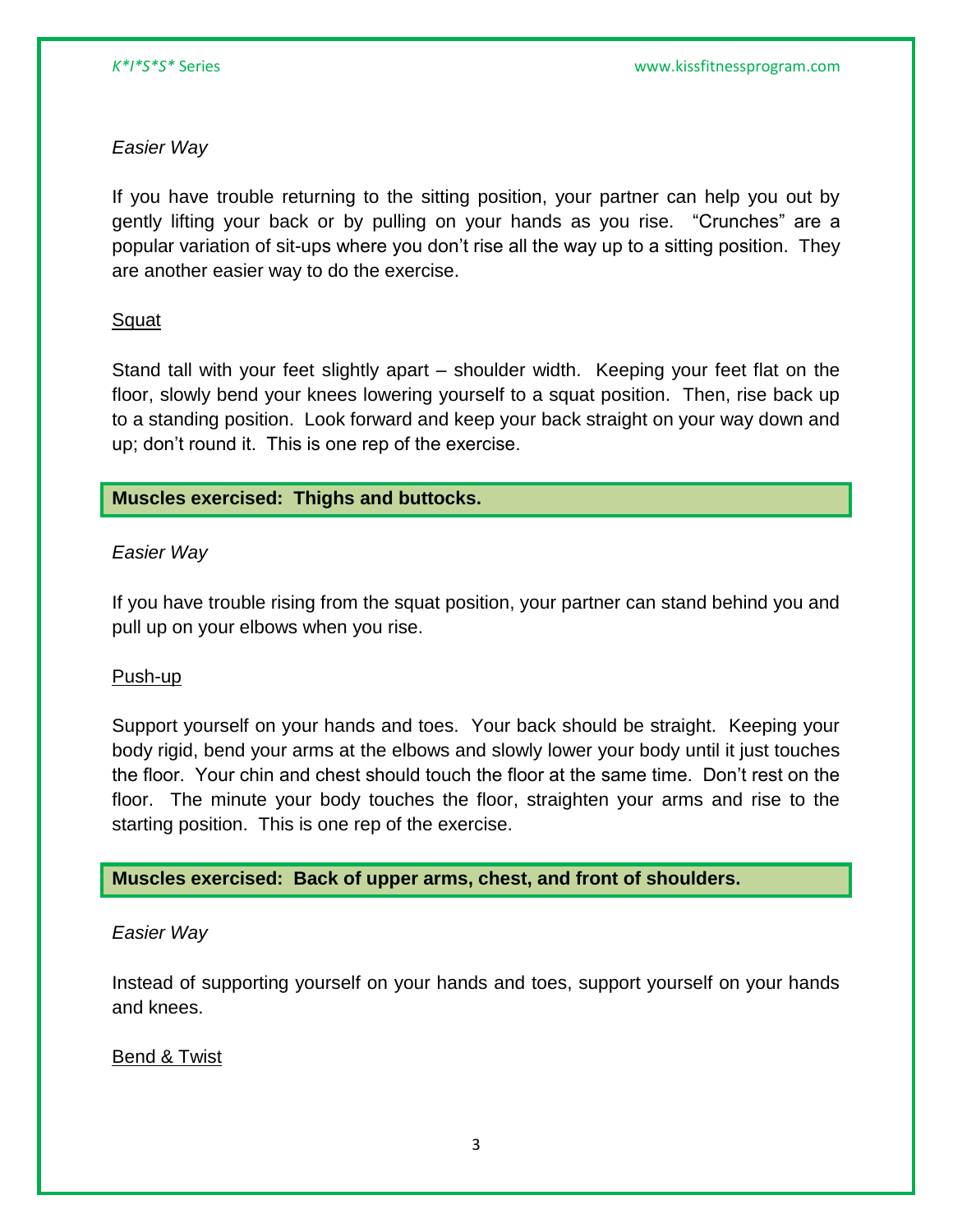*Easier Way*

If you have trouble returning to the sitting position, your partner can help you out by gently lifting your back or by pulling on your hands as you rise. "Crunches" are a popular variation of sit-ups where you don't rise all the way up to a sitting position. They are another easier way to do the exercise.

<u>Squat</u>

Stand tall with your feet slightly apart – shoulder width. Keeping your feet flat on the floor, slowly bend your knees lowering yourself to a squat position. Then, rise back up to a standing position. Look forward and keep your back straight on your way down and up; don't round it. This is one rep of the exercise.

**Muscles exercised: Thighs and buttocks.**

*Easier Way*

If you have trouble rising from the squat position, your partner can stand behind you and pull up on your elbows when you rise.

<u>Push-up</u>

Support yourself on your hands and toes. Your back should be straight. Keeping your body rigid, bend your arms at the elbows and slowly lower your body until it just touches the floor. Your chin and chest should touch the floor at the same time. Don't rest on the floor. The minute your body touches the floor, straighten your arms and rise to the starting position. This is one rep of the exercise.

**Muscles exercised: Back of upper arms, chest, and front of shoulders.**

*Easier Way*

Instead of supporting yourself on your hands and toes, support yourself on your hands and knees.

<u>Bend & Twist</u>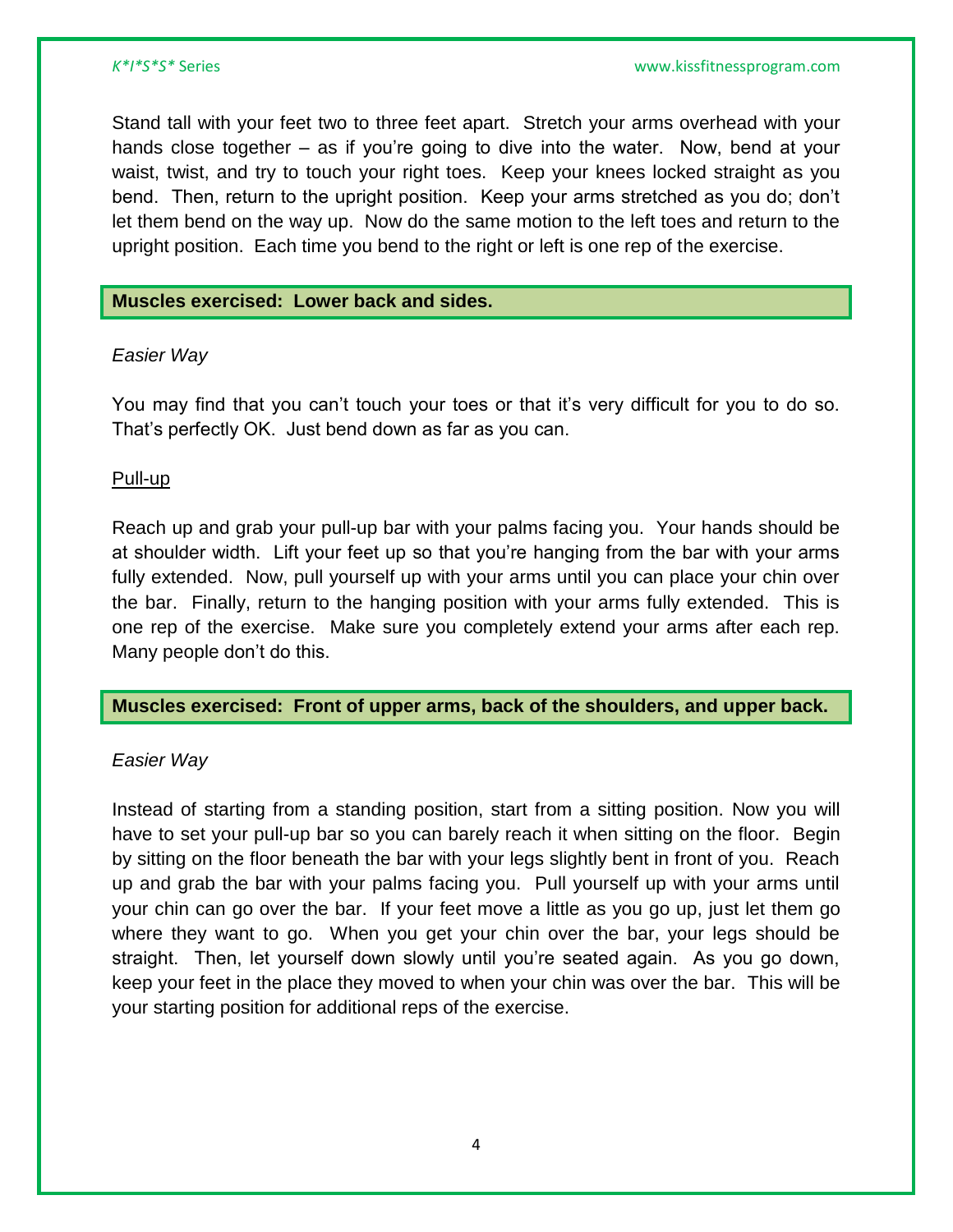Stand tall with your feet two to three feet apart. Stretch your arms overhead with your hands close together – as if you're going to dive into the water. Now, bend at your waist, twist, and try to touch your right toes. Keep your knees locked straight as you bend. Then, return to the upright position. Keep your arms stretched as you do; don't let them bend on the way up. Now do the same motion to the left toes and return to the upright position. Each time you bend to the right or left is one rep of the exercise.

**Muscles exercised: Lower back and sides.**

*Easier Way*

You may find that you can't touch your toes or that it's very difficult for you to do so. That's perfectly OK. Just bend down as far as you can.

<u>Pull-up</u>

Reach up and grab your pull-up bar with your palms facing you. Your hands should be at shoulder width. Lift your feet up so that you're hanging from the bar with your arms fully extended. Now, pull yourself up with your arms until you can place your chin over the bar. Finally, return to the hanging position with your arms fully extended. This is one rep of the exercise. Make sure you completely extend your arms after each rep. Many people don't do this.

**Muscles exercised: Front of upper arms, back of the shoulders, and upper back.**

*Easier Way*

Instead of starting from a standing position, start from a sitting position. Now you will have to set your pull-up bar so you can barely reach it when sitting on the floor. Begin by sitting on the floor beneath the bar with your legs slightly bent in front of you. Reach up and grab the bar with your palms facing you. Pull yourself up with your arms until your chin can go over the bar. If your feet move a little as you go up, just let them go where they want to go. When you get your chin over the bar, your legs should be straight. Then, let yourself down slowly until you're seated again. As you go down, keep your feet in the place they moved to when your chin was over the bar. This will be your starting position for additional reps of the exercise.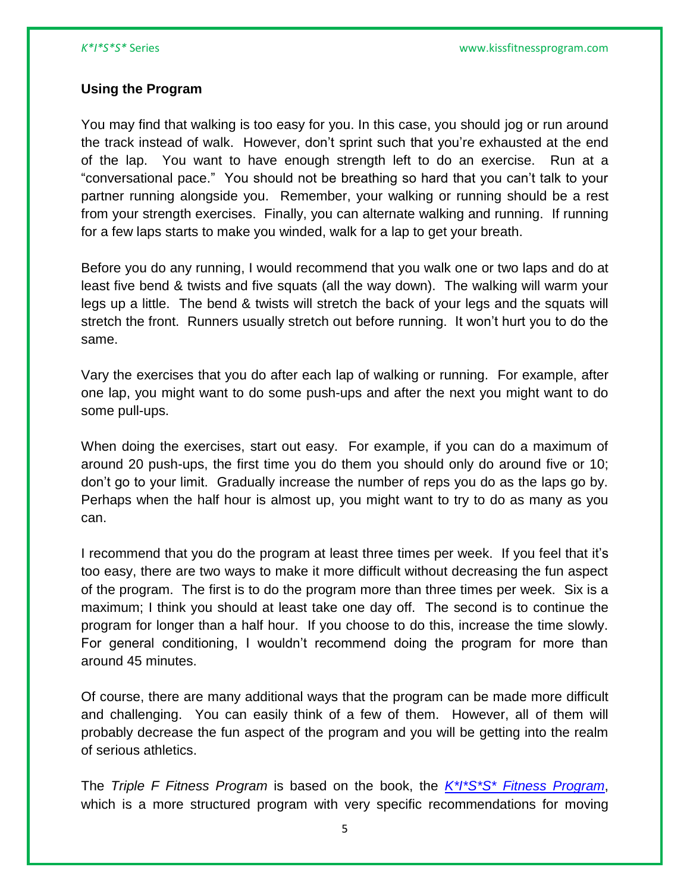**Using the Program**

You may find that walking is too easy for you. In this case, you should jog or run around the track instead of walk. However, don't sprint such that you're exhausted at the end of the lap. You want to have enough strength left to do an exercise. Run at a "conversational pace." You should not be breathing so hard that you can't talk to your partner running alongside you. Remember, your walking or running should be a rest from your strength exercises. Finally, you can alternate walking and running. If running for a few laps starts to make you winded, walk for a lap to get your breath.

Before you do any running, I would recommend that you walk one or two laps and do at least five bend & twists and five squats (all the way down). The walking will warm your legs up a little. The bend & twists will stretch the back of your legs and the squats will stretch the front. Runners usually stretch out before running. It won't hurt you to do the same.

Vary the exercises that you do after each lap of walking or running. For example, after one lap, you might want to do some push-ups and after the next you might want to do some pull-ups.

When doing the exercises, start out easy. For example, if you can do a maximum of around 20 push-ups, the first time you do them you should only do around five or 10; don't go to your limit. Gradually increase the number of reps you do as the laps go by. Perhaps when the half hour is almost up, you might want to try to do as many as you can.

I recommend that you do the program at least three times per week. If you feel that it's too easy, there are two ways to make it more difficult without decreasing the fun aspect of the program. The first is to do the program more than three times per week. Six is a maximum; I think you should at least take one day off. The second is to continue the program for longer than a half hour. If you choose to do this, increase the time slowly. For general conditioning, I wouldn't recommend doing the program for more than around 45 minutes.

Of course, there are many additional ways that the program can be made more difficult and challenging. You can easily think of a few of them. However, all of them will probably decrease the fun aspect of the program and you will be getting into the realm of serious athletics.

The *Triple F Fitness Program* is based on the book, the *K*I*S*S* Fitness Program*, which is a more structured program with very specific recommendations for moving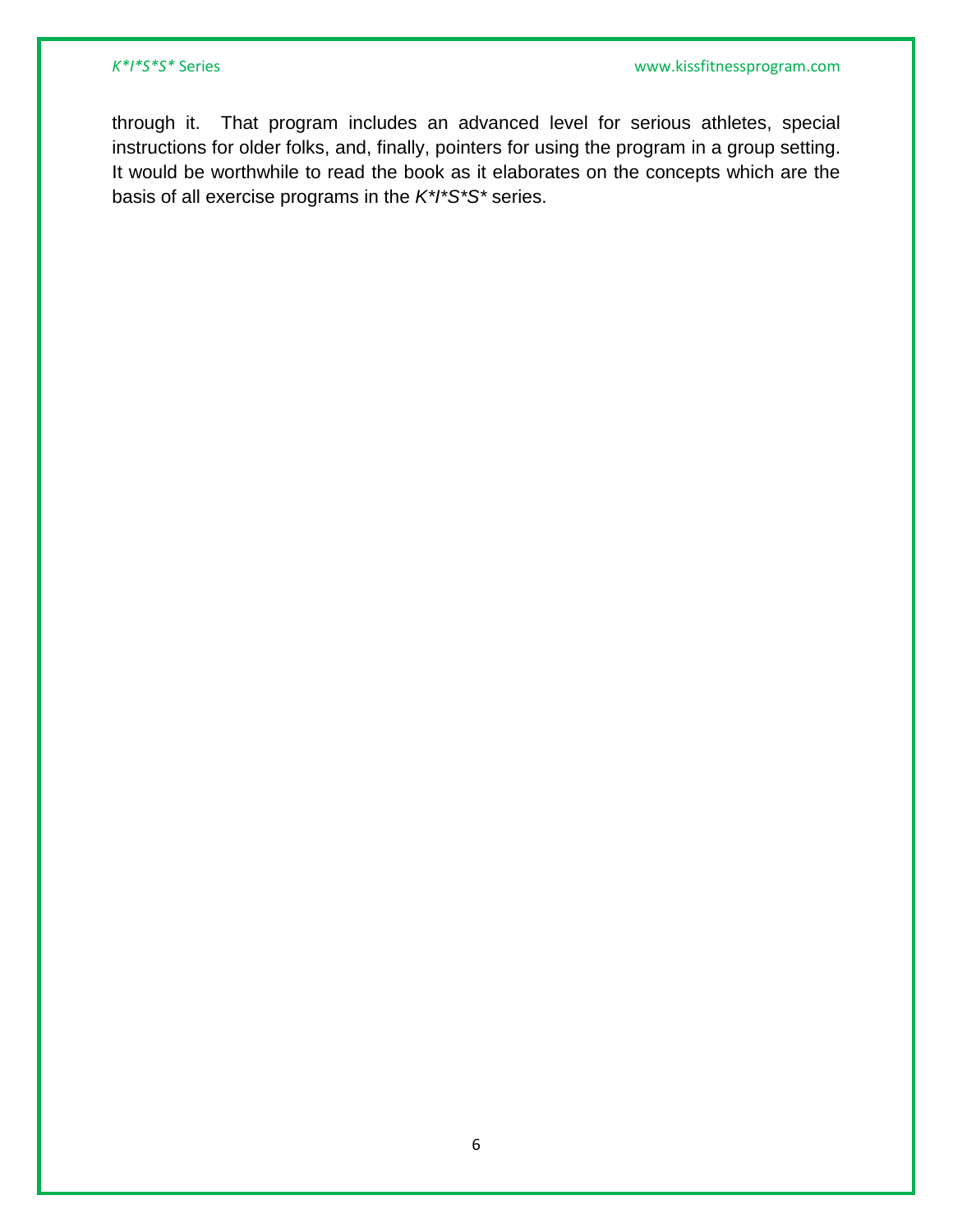through it. That program includes an advanced level for serious athletes, special instructions for older folks, and, finally, pointers for using the program in a group setting. It would be worthwhile to read the book as it elaborates on the concepts which are the basis of all exercise programs in the *K*I*S*S** series.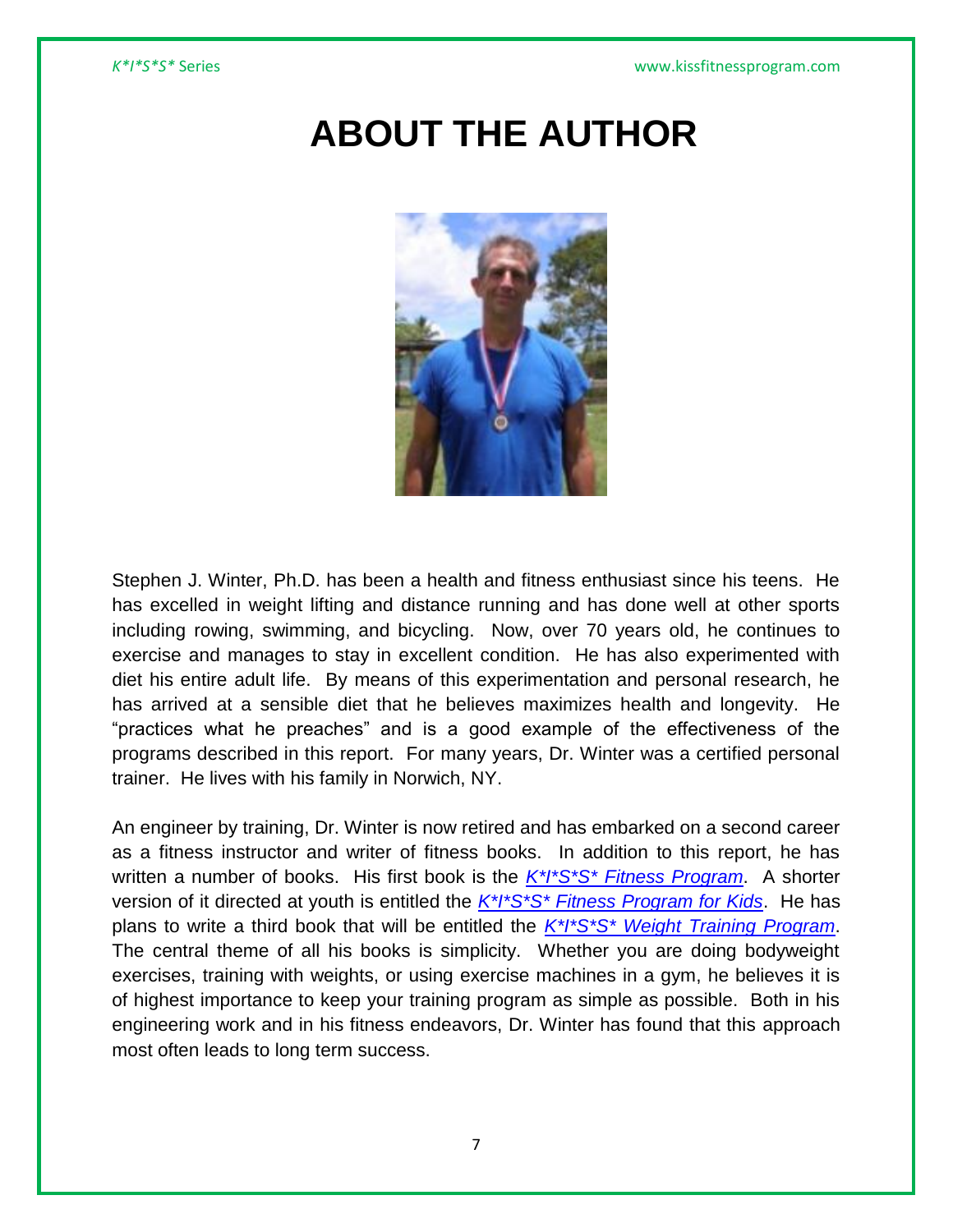# ABOUT THE AUTHOR

Stephen J. Winter, Ph.D. has been a health and fitness enthusiast since his teens. He has excelled in weight lifting and distance running and has done well at other sports including rowing, swimming, and bicycling. Now, over 70 years old, he continues to exercise and manages to stay in excellent condition. He has also experimented with diet his entire adult life. By means of this experimentation and personal research, he has arrived at a sensible diet that he believes maximizes health and longevity. He "practices what he preaches" and is a good example of the effectiveness of the programs described in this report. For many years, Dr. Winter was a certified personal trainer. He lives with his family in Norwich, NY.

An engineer by training, Dr. Winter is now retired and has embarked on a second career as a fitness instructor and writer of fitness books. In addition to this report, he has written a number of books. His first book is the *K*I*S*S* Fitness Program*. A shorter version of it directed at youth is entitled the *K*I*S*S* Fitness Program for Kids*. He has plans to write a third book that will be entitled the *K*I*S*S* Weight Training Program*. The central theme of all his books is simplicity. Whether you are doing bodyweight exercises, training with weights, or using exercise machines in a gym, he believes it is of highest importance to keep your training program as simple as possible. Both in his engineering work and in his fitness endeavors, Dr. Winter has found that this approach most often leads to long term success.